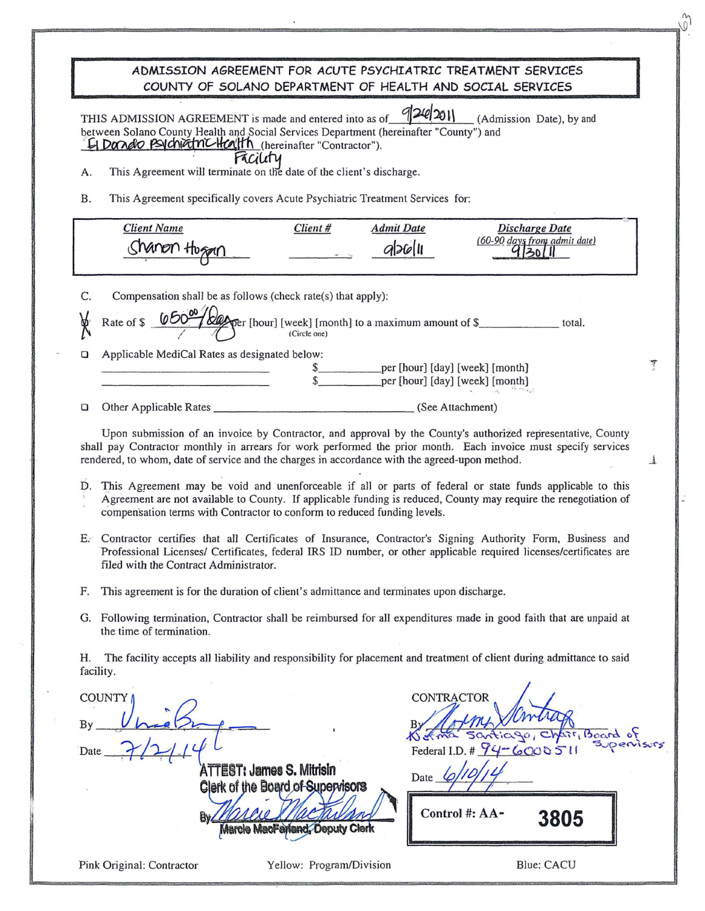# ADMISSION AGREEMENT FOR ACUTE PSYCHIATRIC TREATMENT SERVICES
# COUNTY OF SOLANO DEPARTMENT OF HEALTH AND SOCIAL SERVICES

THIS ADMISSION AGREEMENT is made and entered into as of 9/26/2011 (Admission Date), by and between Solano County Health and Social Services Department (hereinafter "County") and El Dorado Psychiatric Health Facility (hereinafter "Contractor").

A. This Agreement will terminate on the date of the client's discharge.

B. This Agreement specifically covers Acute Psychiatric Treatment Services for:

| *Client Name* | *Client #* | *Admit Date* | *Discharge Date* (60-90 days from admit date) |
|---|---|---|---|
| Sharon Hogan | | 9/26/11 | 9/30/11 |

C. Compensation shall be as follows (check rate(s) that apply):

☒ Rate of $ 650.00/day per [hour] [week] [month] (Circle one) to a maximum amount of $\_\_\_\_\_\_\_\_ total.

☐ Applicable MediCal Rates as designated below:
\_\_\_\_\_\_\_\_\_\_\_\_\_\_\_\_ $\_\_\_\_\_\_ per [hour] [day] [week] [month]
\_\_\_\_\_\_\_\_\_\_\_\_\_\_\_\_ $\_\_\_\_\_\_ per [hour] [day] [week] [month]

☐ Other Applicable Rates \_\_\_\_\_\_\_\_\_\_\_\_\_\_\_\_ (See Attachment)

Upon submission of an invoice by Contractor, and approval by the County's authorized representative, County shall pay Contractor monthly in arrears for work performed the prior month. Each invoice must specify services rendered, to whom, date of service and the charges in accordance with the agreed-upon method.

D. This Agreement may be void and unenforceable if all or parts of federal or state funds applicable to this Agreement are not available to County. If applicable funding is reduced, County may require the renegotiation of compensation terms with Contractor to conform to reduced funding levels.

E. Contractor certifies that all Certificates of Insurance, Contractor's Signing Authority Form, Business and Professional Licenses/ Certificates, federal IRS ID number, or other applicable required licenses/certificates are filed with the Contract Administrator.

F. This agreement is for the duration of client's admittance and terminates upon discharge.

G. Following termination, Contractor shall be reimbursed for all expenditures made in good faith that are unpaid at the time of termination.

H. The facility accepts all liability and responsibility for placement and treatment of client during admittance to said facility.

**COUNTY**

By [signature]

Date 7/2/14

ATTEST: James S. Mitrisin
Clerk of the Board of Supervisors
By [signature]
Marcie MacFarland, Deputy Clerk

**CONTRACTOR**

By [signature] Norma Santiago, Chair, Board of Supervisors

Federal I.D. # 94-6000511

Date 6/10/14

**Control #: AA- 3805**

Pink Original: Contractor | Yellow: Program/Division | Blue: CACU